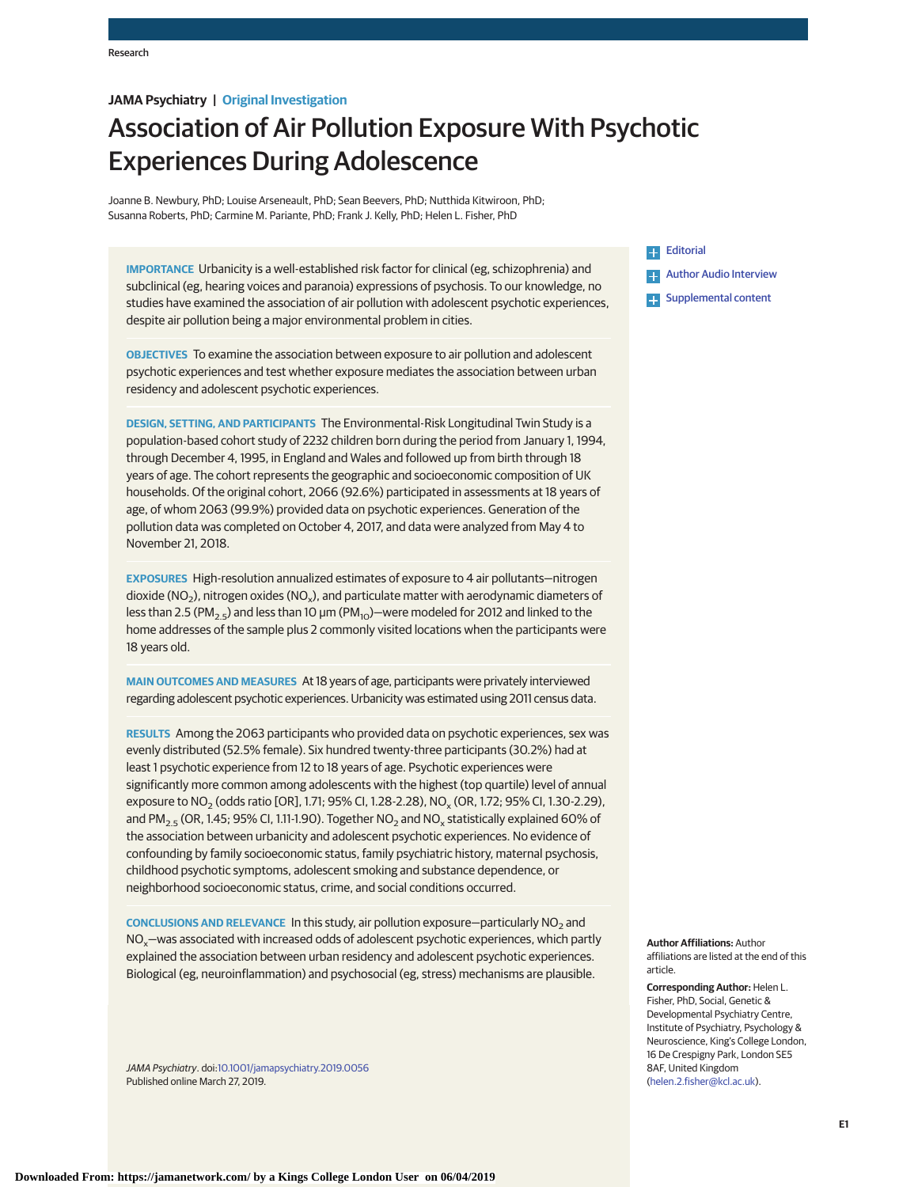Research

**JAMA Psychiatry | Original Investigation**

# Association of Air Pollution Exposure With Psychotic Experiences During Adolescence

Joanne B. Newbury, PhD; Louise Arseneault, PhD; Sean Beevers, PhD; Nutthida Kitwiroon, PhD; Susanna Roberts, PhD; Carmine M. Pariante, PhD; Frank J. Kelly, PhD; Helen L. Fisher, PhD

**IMPORTANCE** Urbanicity is a well-established risk factor for clinical (eg, schizophrenia) and subclinical (eg, hearing voices and paranoia) expressions of psychosis. To our knowledge, no studies have examined the association of air pollution with adolescent psychotic experiences, despite air pollution being a major environmental problem in cities.

**OBJECTIVES** To examine the association between exposure to air pollution and adolescent psychotic experiences and test whether exposure mediates the association between urban residency and adolescent psychotic experiences.

**DESIGN, SETTING, AND PARTICIPANTS** The Environmental-Risk Longitudinal Twin Study is a population-based cohort study of 2232 children born during the period from January 1, 1994, through December 4, 1995, in England and Wales and followed up from birth through 18 years of age. The cohort represents the geographic and socioeconomic composition of UK households. Of the original cohort, 2066 (92.6%) participated in assessments at 18 years of age, of whom 2063 (99.9%) provided data on psychotic experiences. Generation of the pollution data was completed on October 4, 2017, and data were analyzed from May 4 to November 21, 2018.

**EXPOSURES** High-resolution annualized estimates of exposure to 4 air pollutants—nitrogen dioxide ($NO_2$), nitrogen oxides ($NO_x$), and particulate matter with aerodynamic diameters of less than 2.5 ($PM_{2.5}$) and less than 10 μm ($PM_{10}$)—were modeled for 2012 and linked to the home addresses of the sample plus 2 commonly visited locations when the participants were 18 years old.

**MAIN OUTCOMES AND MEASURES** At 18 years of age, participants were privately interviewed regarding adolescent psychotic experiences. Urbanicity was estimated using 2011 census data.

**RESULTS** Among the 2063 participants who provided data on psychotic experiences, sex was evenly distributed (52.5% female). Six hundred twenty-three participants (30.2%) had at least 1 psychotic experience from 12 to 18 years of age. Psychotic experiences were significantly more common among adolescents with the highest (top quartile) level of annual exposure to $NO_2$ (odds ratio [OR], 1.71; 95% CI, 1.28-2.28), $NO_x$ (OR, 1.72; 95% CI, 1.30-2.29), and $PM_{2.5}$ (OR, 1.45; 95% CI, 1.11-1.90). Together $NO_2$ and $NO_x$ statistically explained 60% of the association between urbanicity and adolescent psychotic experiences. No evidence of confounding by family socioeconomic status, family psychiatric history, maternal psychosis, childhood psychotic symptoms, adolescent smoking and substance dependence, or neighborhood socioeconomic status, crime, and social conditions occurred.

**CONCLUSIONS AND RELEVANCE** In this study, air pollution exposure—particularly $NO_2$ and $NO_x$—was associated with increased odds of adolescent psychotic experiences, which partly explained the association between urban residency and adolescent psychotic experiences. Biological (eg, neuroinflammation) and psychosocial (eg, stress) mechanisms are plausible.

*JAMA Psychiatry*. doi:10.1001/jamapsychiatry.2019.0056
Published online March 27, 2019.

Editorial

Author Audio Interview

Supplemental content

**Author Affiliations:** Author affiliations are listed at the end of this article.

**Corresponding Author:** Helen L. Fisher, PhD, Social, Genetic & Developmental Psychiatry Centre, Institute of Psychiatry, Psychology & Neuroscience, King's College London, 16 De Crespigny Park, London SE5 8AF, United Kingdom (helen.2.fisher@kcl.ac.uk).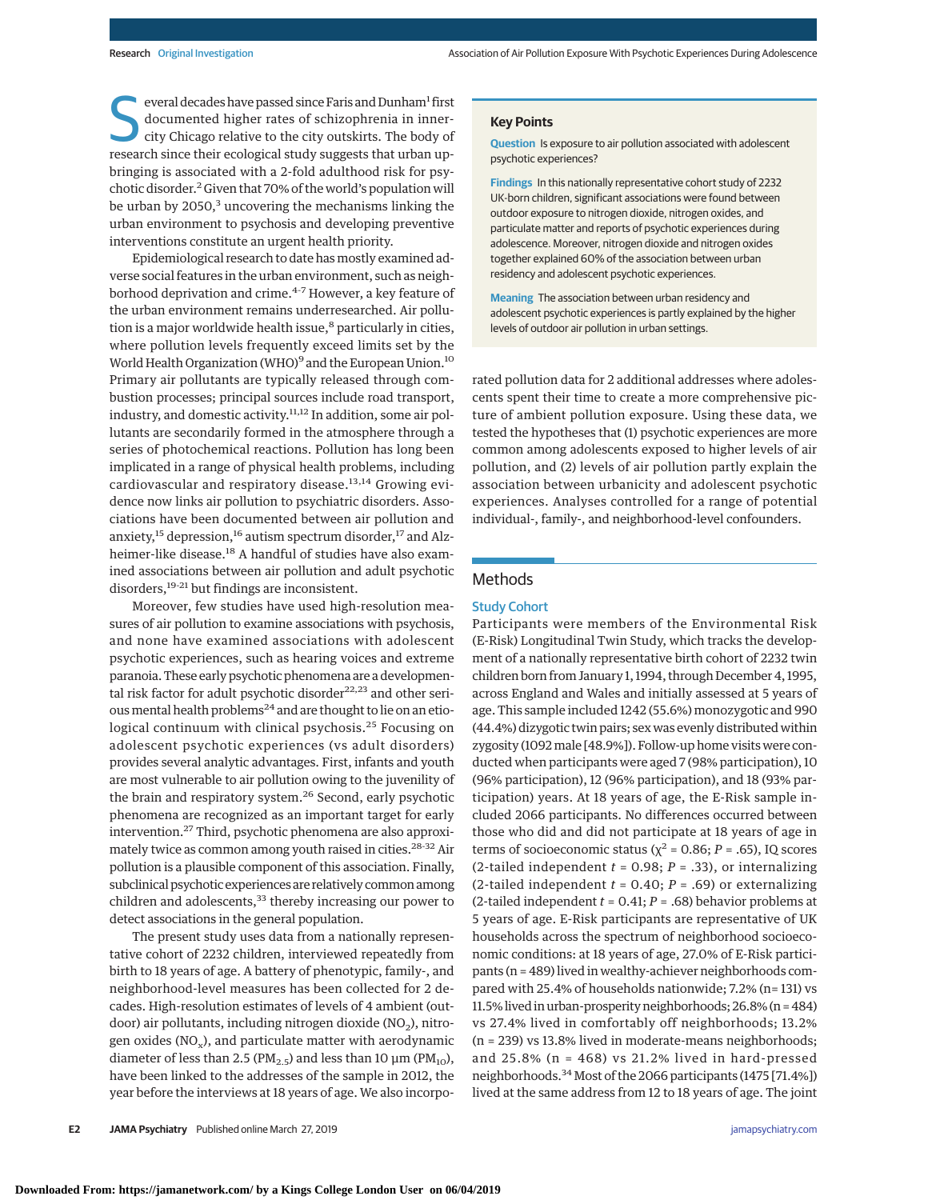Several decades have passed since Faris and Dunham[1] first documented higher rates of schizophrenia in inner-city Chicago relative to the city outskirts. The body of research since their ecological study suggests that urban upbringing is associated with a 2-fold adulthood risk for psychotic disorder.[2] Given that 70% of the world's population will be urban by 2050,[3] uncovering the mechanisms linking the urban environment to psychosis and developing preventive interventions constitute an urgent health priority.

Epidemiological research to date has mostly examined adverse social features in the urban environment, such as neighborhood deprivation and crime.[4-7] However, a key feature of the urban environment remains underresearched. Air pollution is a major worldwide health issue,[8] particularly in cities, where pollution levels frequently exceed limits set by the World Health Organization (WHO)[9] and the European Union.[10] Primary air pollutants are typically released through combustion processes; principal sources include road transport, industry, and domestic activity.[11,12] In addition, some air pollutants are secondarily formed in the atmosphere through a series of photochemical reactions. Pollution has long been implicated in a range of physical health problems, including cardiovascular and respiratory disease.[13,14] Growing evidence now links air pollution to psychiatric disorders. Associations have been documented between air pollution and anxiety,[15] depression,[16] autism spectrum disorder,[17] and Alzheimer-like disease.[18] A handful of studies have also examined associations between air pollution and adult psychotic disorders,[19-21] but findings are inconsistent.

Moreover, few studies have used high-resolution measures of air pollution to examine associations with psychosis, and none have examined associations with adolescent psychotic experiences, such as hearing voices and extreme paranoia. These early psychotic phenomena are a developmental risk factor for adult psychotic disorder[22,23] and other serious mental health problems[24] and are thought to lie on an etiological continuum with clinical psychosis.[25] Focusing on adolescent psychotic experiences (vs adult disorders) provides several analytic advantages. First, infants and youth are most vulnerable to air pollution owing to the juvenility of the brain and respiratory system.[26] Second, early psychotic phenomena are recognized as an important target for early intervention.[27] Third, psychotic phenomena are also approximately twice as common among youth raised in cities.[28-32] Air pollution is a plausible component of this association. Finally, subclinical psychotic experiences are relatively common among children and adolescents,[33] thereby increasing our power to detect associations in the general population.

The present study uses data from a nationally representative cohort of 2232 children, interviewed repeatedly from birth to 18 years of age. A battery of phenotypic, family-, and neighborhood-level measures has been collected for 2 decades. High-resolution estimates of levels of 4 ambient (outdoor) air pollutants, including nitrogen dioxide ($NO_2$), nitrogen oxides ($NO_x$), and particulate matter with aerodynamic diameter of less than 2.5 ($PM_{2.5}$) and less than 10 µm ($PM_{10}$), have been linked to the addresses of the sample in 2012, the year before the interviews at 18 years of age. We also incorporated pollution data for 2 additional addresses where adolescents spent their time to create a more comprehensive picture of ambient pollution exposure. Using these data, we tested the hypotheses that (1) psychotic experiences are more common among adolescents exposed to higher levels of air pollution, and (2) levels of air pollution partly explain the association between urbanicity and adolescent psychotic experiences. Analyses controlled for a range of potential individual-, family-, and neighborhood-level confounders.

> **Key Points**
>
> **Question** Is exposure to air pollution associated with adolescent psychotic experiences?
>
> **Findings** In this nationally representative cohort study of 2232 UK-born children, significant associations were found between outdoor exposure to nitrogen dioxide, nitrogen oxides, and particulate matter and reports of psychotic experiences during adolescence. Moreover, nitrogen dioxide and nitrogen oxides together explained 60% of the association between urban residency and adolescent psychotic experiences.
>
> **Meaning** The association between urban residency and adolescent psychotic experiences is partly explained by the higher levels of outdoor air pollution in urban settings.

## Methods

### Study Cohort

Participants were members of the Environmental Risk (E-Risk) Longitudinal Twin Study, which tracks the development of a nationally representative birth cohort of 2232 twin children born from January 1, 1994, through December 4, 1995, across England and Wales and initially assessed at 5 years of age. This sample included 1242 (55.6%) monozygotic and 990 (44.4%) dizygotic twin pairs; sex was evenly distributed within zygosity (1092 male [48.9%]). Follow-up home visits were conducted when participants were aged 7 (98% participation), 10 (96% participation), 12 (96% participation), and 18 (93% participation) years. At 18 years of age, the E-Risk sample included 2066 participants. No differences occurred between those who did and did not participate at 18 years of age in terms of socioeconomic status ($\chi^2$ = 0.86; $P$ = .65), IQ scores (2-tailed independent $t$ = 0.98; $P$ = .33), or internalizing (2-tailed independent $t$ = 0.40; $P$ = .69) or externalizing (2-tailed independent $t$ = 0.41; $P$ = .68) behavior problems at 5 years of age. E-Risk participants are representative of UK households across the spectrum of neighborhood socioeconomic conditions: at 18 years of age, 27.0% of E-Risk participants (n = 489) lived in wealthy-achiever neighborhoods compared with 25.4% of households nationwide; 7.2% (n = 131) vs 11.5% lived in urban-prosperity neighborhoods; 26.8% (n = 484) vs 27.4% lived in comfortably off neighborhoods; 13.2% (n = 239) vs 13.8% lived in moderate-means neighborhoods; and 25.8% (n = 468) vs 21.2% lived in hard-pressed neighborhoods.[34] Most of the 2066 participants (1475 [71.4%]) lived at the same address from 12 to 18 years of age. The joint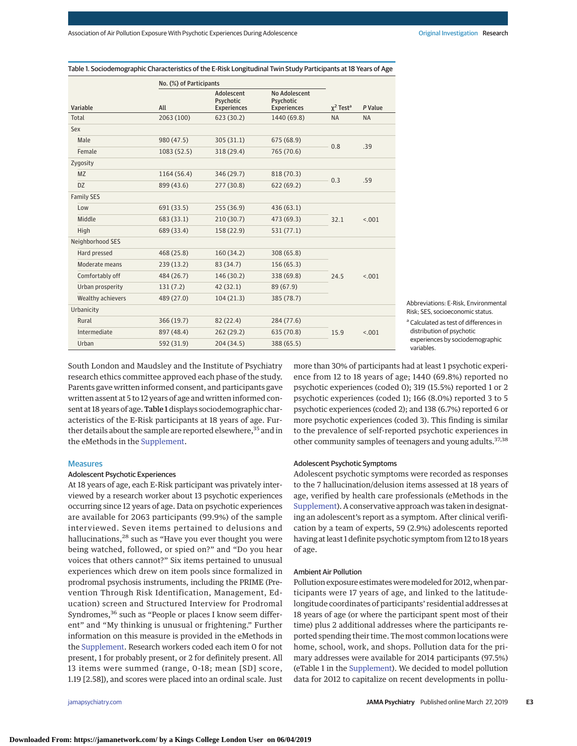Table 1. Sociodemographic Characteristics of the E-Risk Longitudinal Twin Study Participants at 18 Years of Age

| Variable | No. (%) of Participants | | | $\chi^2$ Test[a] | P Value |
|---|---|---|---|---|---|
| | All | Adolescent Psychotic Experiences | No Adolescent Psychotic Experiences | | |
| Total | 2063 (100) | 623 (30.2) | 1440 (69.8) | NA | NA |
| Sex | | | | | |
| Male | 980 (47.5) | 305 (31.1) | 675 (68.9) | 0.8 | .39 |
| Female | 1083 (52.5) | 318 (29.4) | 765 (70.6) | | |
| Zygosity | | | | | |
| MZ | 1164 (56.4) | 346 (29.7) | 818 (70.3) | 0.3 | .59 |
| DZ | 899 (43.6) | 277 (30.8) | 622 (69.2) | | |
| Family SES | | | | | |
| Low | 691 (33.5) | 255 (36.9) | 436 (63.1) | 32.1 | <.001 |
| Middle | 683 (33.1) | 210 (30.7) | 473 (69.3) | | |
| High | 689 (33.4) | 158 (22.9) | 531 (77.1) | | |
| Neighborhood SES | | | | | |
| Hard pressed | 468 (25.8) | 160 (34.2) | 308 (65.8) | 24.5 | <.001 |
| Moderate means | 239 (13.2) | 83 (34.7) | 156 (65.3) | | |
| Comfortably off | 484 (26.7) | 146 (30.2) | 338 (69.8) | | |
| Urban prosperity | 131 (7.2) | 42 (32.1) | 89 (67.9) | | |
| Wealthy achievers | 489 (27.0) | 104 (21.3) | 385 (78.7) | | |
| Urbanicity | | | | | |
| Rural | 366 (19.7) | 82 (22.4) | 284 (77.6) | 15.9 | <.001 |
| Intermediate | 897 (48.4) | 262 (29.2) | 635 (70.8) | | |
| Urban | 592 (31.9) | 204 (34.5) | 388 (65.5) | | |

Abbreviations: E-Risk, Environmental Risk; SES, socioeconomic status.

[a] Calculated as test of differences in distribution of psychotic experiences by sociodemographic variables.

South London and Maudsley and the Institute of Psychiatry research ethics committee approved each phase of the study. Parents gave written informed consent, and participants gave written assent at 5 to 12 years of age and written informed consent at 18 years of age. **Table 1** displays sociodemographic characteristics of the E-Risk participants at 18 years of age. Further details about the sample are reported elsewhere,[35] and in the eMethods in the Supplement.

## Measures

### Adolescent Psychotic Experiences

At 18 years of age, each E-Risk participant was privately interviewed by a research worker about 13 psychotic experiences occurring since 12 years of age. Data on psychotic experiences are available for 2063 participants (99.9%) of the sample interviewed. Seven items pertained to delusions and hallucinations,[28] such as "Have you ever thought you were being watched, followed, or spied on?" and "Do you hear voices that others cannot?" Six items pertained to unusual experiences which drew on item pools since formalized in prodromal psychosis instruments, including the PRIME (Prevention Through Risk Identification, Management, Education) screen and Structured Interview for Prodromal Syndromes,[36] such as "People or places I know seem different" and "My thinking is unusual or frightening." Further information on this measure is provided in the eMethods in the Supplement. Research workers coded each item 0 for not present, 1 for probably present, or 2 for definitely present. All 13 items were summed (range, 0-18; mean [SD] score, 1.19 [2.58]), and scores were placed into an ordinal scale. Just more than 30% of participants had at least 1 psychotic experience from 12 to 18 years of age; 1440 (69.8%) reported no psychotic experiences (coded 0); 319 (15.5%) reported 1 or 2 psychotic experiences (coded 1); 166 (8.0%) reported 3 to 5 psychotic experiences (coded 2); and 138 (6.7%) reported 6 or more psychotic experiences (coded 3). This finding is similar to the prevalence of self-reported psychotic experiences in other community samples of teenagers and young adults.[37,38]

### Adolescent Psychotic Symptoms

Adolescent psychotic symptoms were recorded as responses to the 7 hallucination/delusion items assessed at 18 years of age, verified by health care professionals (eMethods in the Supplement). A conservative approach was taken in designating an adolescent's report as a symptom. After clinical verification by a team of experts, 59 (2.9%) adolescents reported having at least 1 definite psychotic symptom from 12 to 18 years of age.

### Ambient Air Pollution

Pollution exposure estimates were modeled for 2012, when participants were 17 years of age, and linked to the latitude-longitude coordinates of participants' residential addresses at 18 years of age (or where the participant spent most of their time) plus 2 additional addresses where the participants reported spending their time. The most common locations were home, school, work, and shops. Pollution data for the primary addresses were available for 2014 participants (97.5%) (eTable 1 in the Supplement). We decided to model pollution data for 2012 to capitalize on recent developments in pollu-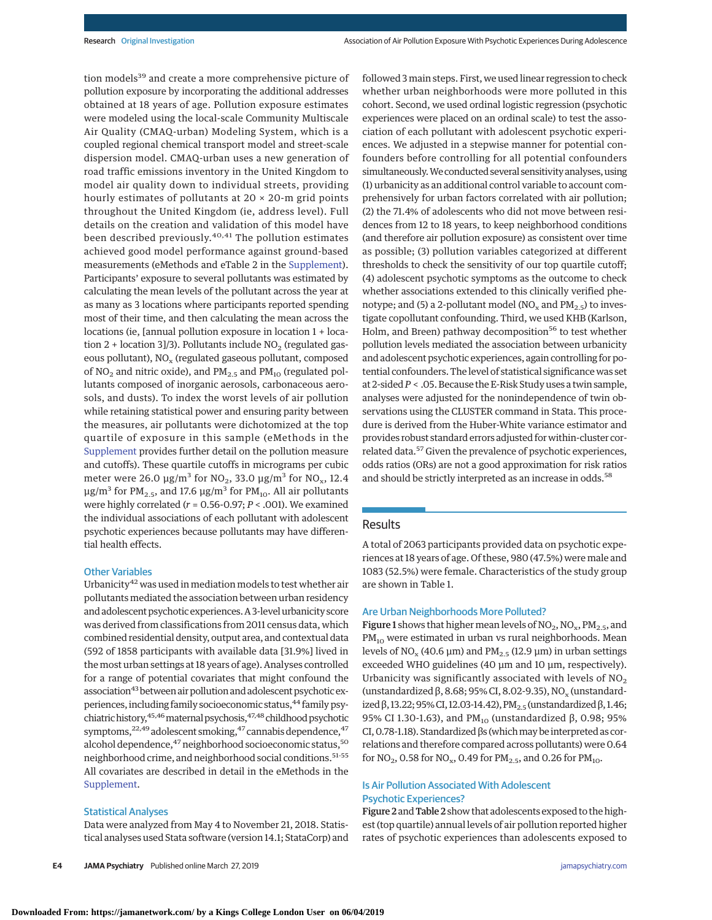tion models[39] and create a more comprehensive picture of pollution exposure by incorporating the additional addresses obtained at 18 years of age. Pollution exposure estimates were modeled using the local-scale Community Multiscale Air Quality (CMAQ-urban) Modeling System, which is a coupled regional chemical transport model and street-scale dispersion model. CMAQ-urban uses a new generation of road traffic emissions inventory in the United Kingdom to model air quality down to individual streets, providing hourly estimates of pollutants at 20 × 20-m grid points throughout the United Kingdom (ie, address level). Full details on the creation and validation of this model have been described previously.[40,41] The pollution estimates achieved good model performance against ground-based measurements (eMethods and eTable 2 in the Supplement). Participants' exposure to several pollutants was estimated by calculating the mean levels of the pollutant across the year at as many as 3 locations where participants reported spending most of their time, and then calculating the mean across the locations (ie, [annual pollution exposure in location 1 + location 2 + location 3]/3). Pollutants include $NO_2$ (regulated gaseous pollutant), $NO_x$ (regulated gaseous pollutant, composed of $NO_2$ and nitric oxide), and $PM_{2.5}$ and $PM_{10}$ (regulated pollutants composed of inorganic aerosols, carbonaceous aerosols, and dusts). To index the worst levels of air pollution while retaining statistical power and ensuring parity between the measures, air pollutants were dichotomized at the top quartile of exposure in this sample (eMethods in the Supplement provides further detail on the pollution measure and cutoffs). These quartile cutoffs in micrograms per cubic meter were 26.0 μg/m³ for $NO_2$, 33.0 μg/m³ for $NO_x$, 12.4 μg/m³ for $PM_{2.5}$, and 17.6 μg/m³ for $PM_{10}$. All air pollutants were highly correlated ($r$ = 0.56-0.97; $P$ < .001). We examined the individual associations of each pollutant with adolescent psychotic experiences because pollutants may have differential health effects.

### Other Variables

Urbanicity[42] was used in mediation models to test whether air pollutants mediated the association between urban residency and adolescent psychotic experiences. A 3-level urbanicity score was derived from classifications from 2011 census data, which combined residential density, output area, and contextual data (592 of 1858 participants with available data [31.9%] lived in the most urban settings at 18 years of age). Analyses controlled for a range of potential covariates that might confound the association[43] between air pollution and adolescent psychotic experiences, including family socioeconomic status,[44] family psychiatric history,[45,46] maternal psychosis,[47,48] childhood psychotic symptoms,[22,49] adolescent smoking,[47] cannabis dependence,[47] alcohol dependence,[47] neighborhood socioeconomic status,[50] neighborhood crime, and neighborhood social conditions.[51-55] All covariates are described in detail in the eMethods in the Supplement.

### Statistical Analyses

Data were analyzed from May 4 to November 21, 2018. Statistical analyses used Stata software (version 14.1; StataCorp) and followed 3 main steps. First, we used linear regression to check whether urban neighborhoods were more polluted in this cohort. Second, we used ordinal logistic regression (psychotic experiences were placed on an ordinal scale) to test the association of each pollutant with adolescent psychotic experiences. We adjusted in a stepwise manner for potential confounders before controlling for all potential confounders simultaneously. We conducted several sensitivity analyses, using (1) urbanicity as an additional control variable to account comprehensively for urban factors correlated with air pollution; (2) the 71.4% of adolescents who did not move between residences from 12 to 18 years, to keep neighborhood conditions (and therefore air pollution exposure) as consistent over time as possible; (3) pollution variables categorized at different thresholds to check the sensitivity of our top quartile cutoff; (4) adolescent psychotic symptoms as the outcome to check whether associations extended to this clinically verified phenotype; and (5) a 2-pollutant model ($NO_x$ and $PM_{2.5}$) to investigate copollutant confounding. Third, we used KHB (Karlson, Holm, and Breen) pathway decomposition[56] to test whether pollution levels mediated the association between urbanicity and adolescent psychotic experiences, again controlling for potential confounders. The level of statistical significance was set at 2-sided $P$ < .05. Because the E-Risk Study uses a twin sample, analyses were adjusted for the nonindependence of twin observations using the CLUSTER command in Stata. This procedure is derived from the Huber-White variance estimator and provides robust standard errors adjusted for within-cluster correlated data.[57] Given the prevalence of psychotic experiences, odds ratios (ORs) are not a good approximation for risk ratios and should be strictly interpreted as an increase in odds.[58]

## Results

A total of 2063 participants provided data on psychotic experiences at 18 years of age. Of these, 980 (47.5%) were male and 1083 (52.5%) were female. Characteristics of the study group are shown in Table 1.

### Are Urban Neighborhoods More Polluted?

**Figure 1** shows that higher mean levels of $NO_2$, $NO_x$, $PM_{2.5}$, and $PM_{10}$ were estimated in urban vs rural neighborhoods. Mean levels of $NO_x$ (40.6 μm) and $PM_{2.5}$ (12.9 μm) in urban settings exceeded WHO guidelines (40 μm and 10 μm, respectively). Urbanicity was significantly associated with levels of $NO_2$ (unstandardized β, 8.68; 95% CI, 8.02-9.35), $NO_x$ (unstandardized β, 13.22; 95% CI, 12.03-14.42), $PM_{2.5}$ (unstandardized β, 1.46; 95% CI 1.30-1.63), and $PM_{10}$ (unstandardized β, 0.98; 95% CI, 0.78-1.18). Standardized βs (which may be interpreted as correlations and therefore compared across pollutants) were 0.64 for $NO_2$, 0.58 for $NO_x$, 0.49 for $PM_{2.5}$, and 0.26 for $PM_{10}$.

### Is Air Pollution Associated With Adolescent Psychotic Experiences?

**Figure 2** and **Table 2** show that adolescents exposed to the highest (top quartile) annual levels of air pollution reported higher rates of psychotic experiences than adolescents exposed to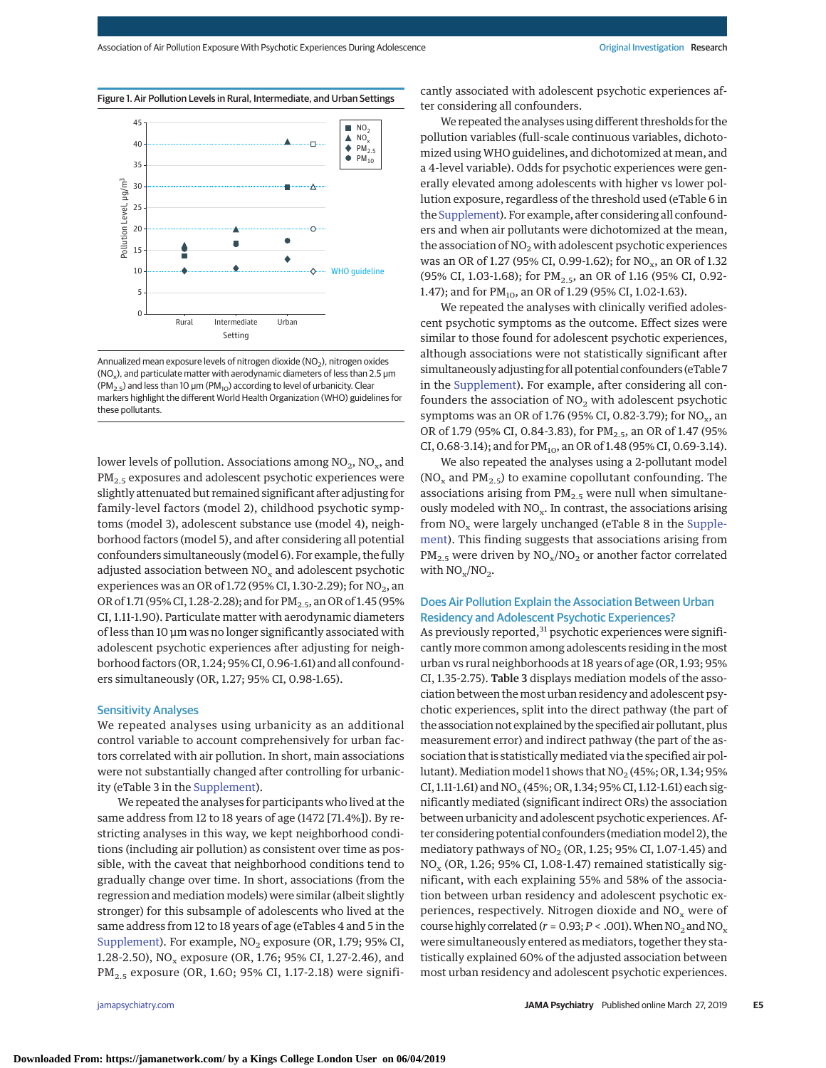Figure 1. Air Pollution Levels in Rural, Intermediate, and Urban Settings

Annualized mean exposure levels of nitrogen dioxide ($NO_2$), nitrogen oxides ($NO_x$), and particulate matter with aerodynamic diameters of less than 2.5 μm ($PM_{2.5}$) and less than 10 μm ($PM_{10}$) according to level of urbanicity. Clear markers highlight the different World Health Organization (WHO) guidelines for these pollutants.

lower levels of pollution. Associations among $NO_2$, $NO_x$, and $PM_{2.5}$ exposures and adolescent psychotic experiences were slightly attenuated but remained significant after adjusting for family-level factors (model 2), childhood psychotic symptoms (model 3), adolescent substance use (model 4), neighborhood factors (model 5), and after considering all potential confounders simultaneously (model 6). For example, the fully adjusted association between $NO_x$ and adolescent psychotic experiences was an OR of 1.72 (95% CI, 1.30-2.29); for $NO_2$, an OR of 1.71 (95% CI, 1.28-2.28); and for $PM_{2.5}$, an OR of 1.45 (95% CI, 1.11-1.90). Particulate matter with aerodynamic diameters of less than 10 μm was no longer significantly associated with adolescent psychotic experiences after adjusting for neighborhood factors (OR, 1.24; 95% CI, 0.96-1.61) and all confounders simultaneously (OR, 1.27; 95% CI, 0.98-1.65).

## Sensitivity Analyses

We repeated analyses using urbanicity as an additional control variable to account comprehensively for urban factors correlated with air pollution. In short, main associations were not substantially changed after controlling for urbanicity (eTable 3 in the Supplement).

We repeated the analyses for participants who lived at the same address from 12 to 18 years of age (1472 [71.4%]). By restricting analyses in this way, we kept neighborhood conditions (including air pollution) as consistent over time as possible, with the caveat that neighborhood conditions tend to gradually change over time. In short, associations (from the regression and mediation models) were similar (albeit slightly stronger) for this subsample of adolescents who lived at the same address from 12 to 18 years of age (eTables 4 and 5 in the Supplement). For example, $NO_2$ exposure (OR, 1.79; 95% CI, 1.28-2.50), $NO_x$ exposure (OR, 1.76; 95% CI, 1.27-2.46), and $PM_{2.5}$ exposure (OR, 1.60; 95% CI, 1.17-2.18) were significantly associated with adolescent psychotic experiences after considering all confounders.

We repeated the analyses using different thresholds for the pollution variables (full-scale continuous variables, dichotomized using WHO guidelines, and dichotomized at mean, and a 4-level variable). Odds for psychotic experiences were generally elevated among adolescents with higher vs lower pollution exposure, regardless of the threshold used (eTable 6 in the Supplement). For example, after considering all confounders and when air pollutants were dichotomized at the mean, the association of $NO_2$ with adolescent psychotic experiences was an OR of 1.27 (95% CI, 0.99-1.62); for $NO_x$, an OR of 1.32 (95% CI, 1.03-1.68); for $PM_{2.5}$, an OR of 1.16 (95% CI, 0.92-1.47); and for $PM_{10}$, an OR of 1.29 (95% CI, 1.02-1.63).

We repeated the analyses with clinically verified adolescent psychotic symptoms as the outcome. Effect sizes were similar to those found for adolescent psychotic experiences, although associations were not statistically significant after simultaneously adjusting for all potential confounders (eTable 7 in the Supplement). For example, after considering all confounders the association of $NO_2$ with adolescent psychotic symptoms was an OR of 1.76 (95% CI, 0.82-3.79); for $NO_x$, an OR of 1.79 (95% CI, 0.84-3.83), for $PM_{2.5}$, an OR of 1.47 (95% CI, 0.68-3.14); and for $PM_{10}$, an OR of 1.48 (95% CI, 0.69-3.14).

We also repeated the analyses using a 2-pollutant model ($NO_x$ and $PM_{2.5}$) to examine copollutant confounding. The associations arising from $PM_{2.5}$ were null when simultaneously modeled with $NO_x$. In contrast, the associations arising from $NO_x$ were largely unchanged (eTable 8 in the Supplement). This finding suggests that associations arising from $PM_{2.5}$ were driven by $NO_x$/$NO_2$ or another factor correlated with $NO_x$/$NO_2$.

## Does Air Pollution Explain the Association Between Urban Residency and Adolescent Psychotic Experiences?

As previously reported,[31] psychotic experiences were significantly more common among adolescents residing in the most urban vs rural neighborhoods at 18 years of age (OR, 1.93; 95% CI, 1.35-2.75). **Table 3** displays mediation models of the association between the most urban residency and adolescent psychotic experiences, split into the direct pathway (the part of the association not explained by the specified air pollutant, plus measurement error) and indirect pathway (the part of the association that is statistically mediated via the specified air pollutant). Mediation model 1 shows that $NO_2$ (45%; OR, 1.34; 95% CI, 1.11-1.61) and $NO_x$ (45%; OR, 1.34; 95% CI, 1.12-1.61) each significantly mediated (significant indirect ORs) the association between urbanicity and adolescent psychotic experiences. After considering potential confounders (mediation model 2), the mediatory pathways of $NO_2$ (OR, 1.25; 95% CI, 1.07-1.45) and $NO_x$ (OR, 1.26; 95% CI, 1.08-1.47) remained statistically significant, with each explaining 55% and 58% of the association between urban residency and adolescent psychotic experiences, respectively. Nitrogen dioxide and $NO_x$ were of course highly correlated ($r = 0.93$; $P < .001$). When $NO_2$ and $NO_x$ were simultaneously entered as mediators, together they statistically explained 60% of the adjusted association between most urban residency and adolescent psychotic experiences.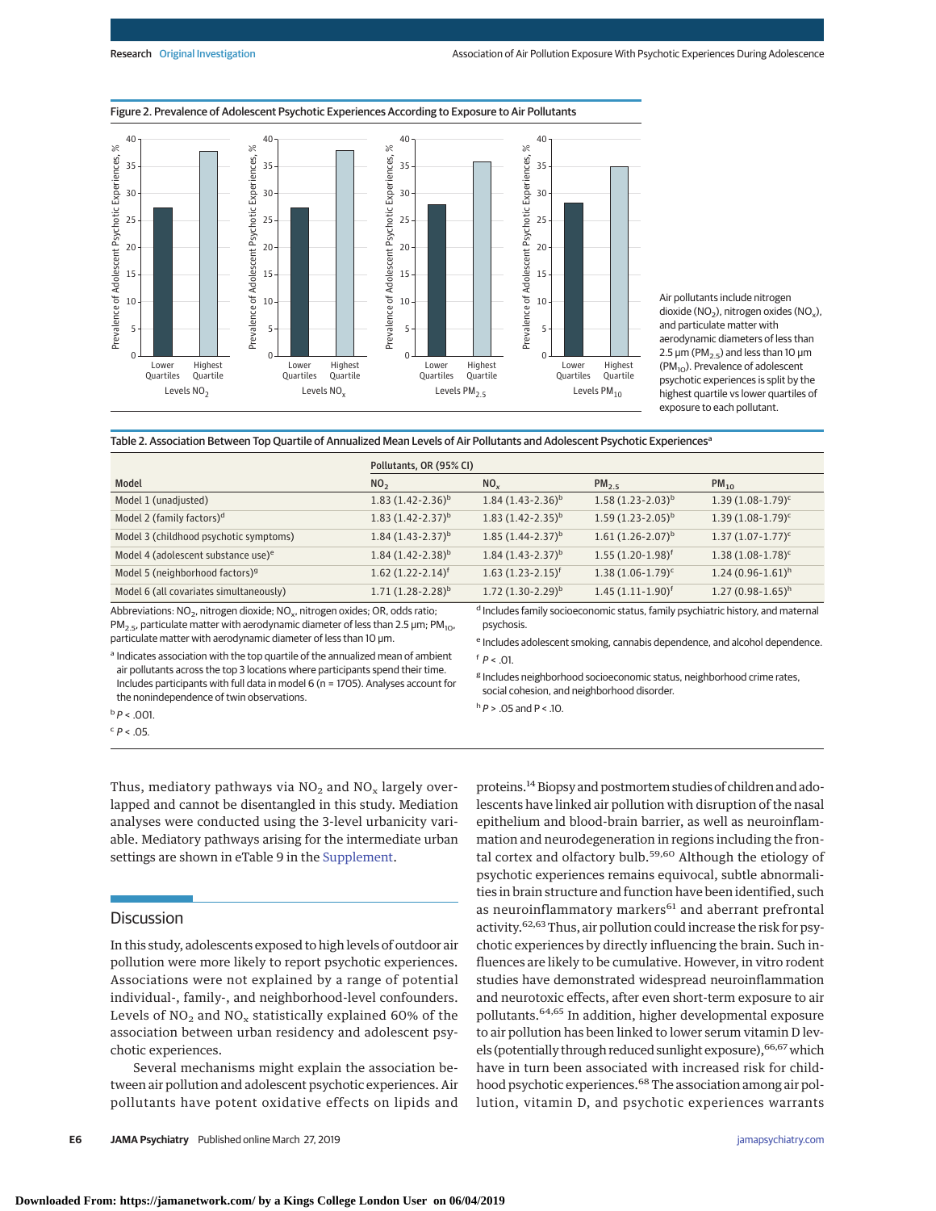Figure 2. Prevalence of Adolescent Psychotic Experiences According to Exposure to Air Pollutants

Air pollutants include nitrogen dioxide ($NO_2$), nitrogen oxides ($NO_x$), and particulate matter with aerodynamic diameters of less than 2.5 μm ($PM_{2.5}$) and less than 10 μm ($PM_{10}$). Prevalence of adolescent psychotic experiences is split by the highest quartile vs lower quartiles of exposure to each pollutant.

Table 2. Association Between Top Quartile of Annualized Mean Levels of Air Pollutants and Adolescent Psychotic Experiences[a]

| Model | Pollutants, OR (95% CI) | | | |
|---|---|---|---|---|
| | $NO_2$ | $NO_x$ | $PM_{2.5}$ | $PM_{10}$ |
| Model 1 (unadjusted) | 1.83 (1.42-2.36)[b] | 1.84 (1.43-2.36)[b] | 1.58 (1.23-2.03)[b] | 1.39 (1.08-1.79)[c] |
| Model 2 (family factors)[d] | 1.83 (1.42-2.37)[b] | 1.83 (1.42-2.35)[b] | 1.59 (1.23-2.05)[b] | 1.39 (1.08-1.79)[c] |
| Model 3 (childhood psychotic symptoms) | 1.84 (1.43-2.37)[b] | 1.85 (1.44-2.37)[b] | 1.61 (1.26-2.07)[b] | 1.37 (1.07-1.77)[c] |
| Model 4 (adolescent substance use)[e] | 1.84 (1.42-2.38)[b] | 1.84 (1.43-2.37)[b] | 1.55 (1.20-1.98)[f] | 1.38 (1.08-1.78)[c] |
| Model 5 (neighborhood factors)[g] | 1.62 (1.22-2.14)[f] | 1.63 (1.23-2.15)[f] | 1.38 (1.06-1.79)[c] | 1.24 (0.96-1.61)[h] |
| Model 6 (all covariates simultaneously) | 1.71 (1.28-2.28)[b] | 1.72 (1.30-2.29)[b] | 1.45 (1.11-1.90)[f] | 1.27 (0.98-1.65)[h] |

Abbreviations: $NO_2$, nitrogen dioxide; $NO_x$, nitrogen oxides; OR, odds ratio; $PM_{2.5}$, particulate matter with aerodynamic diameter of less than 2.5 μm; $PM_{10}$, particulate matter with aerodynamic diameter of less than 10 μm.

[a] Indicates association with the top quartile of the annualized mean of ambient air pollutants across the top 3 locations where participants spend their time. Includes participants with full data in model 6 (n = 1705). Analyses account for the nonindependence of twin observations.

[b] $P < .001$.

[c] $P < .05$.

[d] Includes family socioeconomic status, family psychiatric history, and maternal psychosis.

[e] Includes adolescent smoking, cannabis dependence, and alcohol dependence.

[f] $P < .01$.

[g] Includes neighborhood socioeconomic status, neighborhood crime rates, social cohesion, and neighborhood disorder.

[h] $P > .05$ and $P < .10$.

Thus, mediatory pathways via $NO_2$ and $NO_x$ largely overlapped and cannot be disentangled in this study. Mediation analyses were conducted using the 3-level urbanicity variable. Mediatory pathways arising for the intermediate urban settings are shown in eTable 9 in the Supplement.

## Discussion

In this study, adolescents exposed to high levels of outdoor air pollution were more likely to report psychotic experiences. Associations were not explained by a range of potential individual-, family-, and neighborhood-level confounders. Levels of $NO_2$ and $NO_x$ statistically explained 60% of the association between urban residency and adolescent psychotic experiences.

Several mechanisms might explain the association between air pollution and adolescent psychotic experiences. Air pollutants have potent oxidative effects on lipids and proteins.[14] Biopsy and postmortem studies of children and adolescents have linked air pollution with disruption of the nasal epithelium and blood-brain barrier, as well as neuroinflammation and neurodegeneration in regions including the frontal cortex and olfactory bulb.[59,60] Although the etiology of psychotic experiences remains equivocal, subtle abnormalities in brain structure and function have been identified, such as neuroinflammatory markers[61] and aberrant prefrontal activity.[62,63] Thus, air pollution could increase the risk for psychotic experiences by directly influencing the brain. Such influences are likely to be cumulative. However, in vitro rodent studies have demonstrated widespread neuroinflammation and neurotoxic effects, after even short-term exposure to air pollutants.[64,65] In addition, higher developmental exposure to air pollution has been linked to lower serum vitamin D levels (potentially through reduced sunlight exposure),[66,67] which have in turn been associated with increased risk for childhood psychotic experiences.[68] The association among air pollution, vitamin D, and psychotic experiences warrants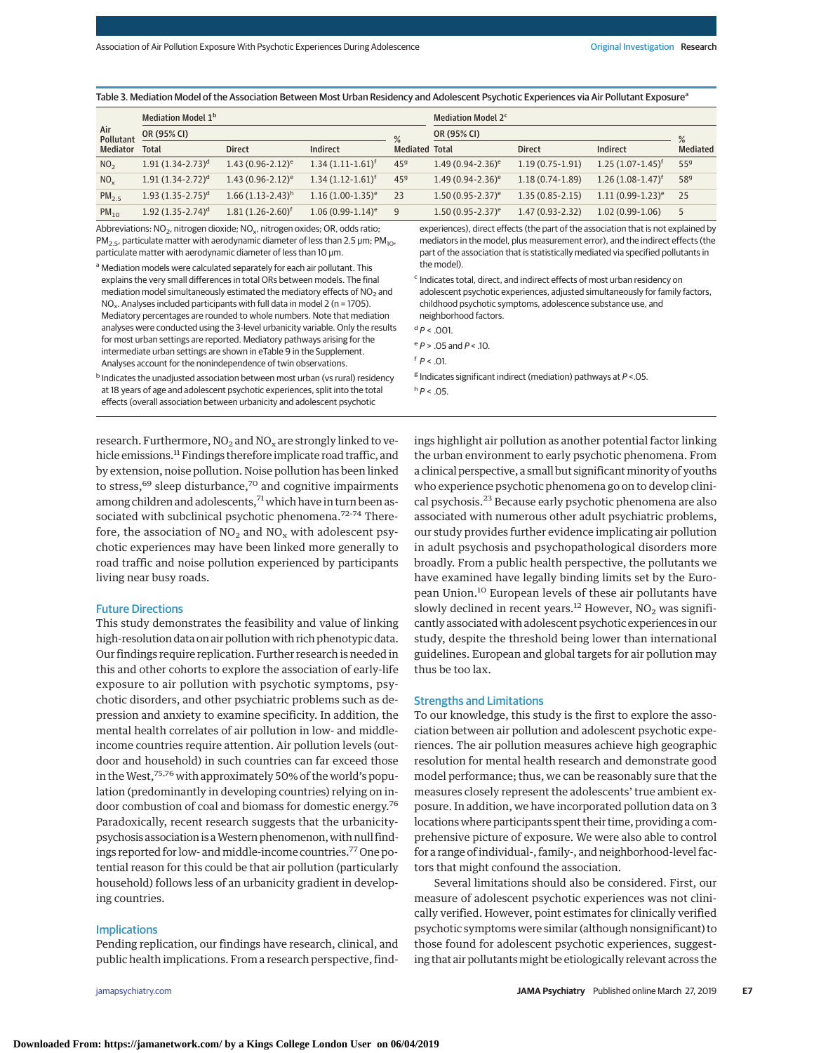Table 3. Mediation Model of the Association Between Most Urban Residency and Adolescent Psychotic Experiences via Air Pollutant Exposure[a]

| Air Pollutant Mediator | Mediation Model 1[b] | | | | Mediation Model 2[c] | | | |
|---|---|---|---|---|---|---|---|---|
| | OR (95% CI) | | | % Mediated | OR (95% CI) | | | % Mediated |
| | Total | Direct | Indirect | | Total | Direct | Indirect | |
| $NO_2$ | 1.91 (1.34-2.73)[d] | 1.43 (0.96-2.12)[e] | 1.34 (1.11-1.61)[f] | 45[g] | 1.49 (0.94-2.36)[e] | 1.19 (0.75-1.91) | 1.25 (1.07-1.45)[f] | 55[g] |
| $NO_x$ | 1.91 (1.34-2.72)[d] | 1.43 (0.96-2.12)[e] | 1.34 (1.12-1.61)[f] | 45[g] | 1.49 (0.94-2.36)[e] | 1.18 (0.74-1.89) | 1.26 (1.08-1.47)[f] | 58[g] |
| $PM_{2.5}$ | 1.93 (1.35-2.75)[d] | 1.66 (1.13-2.43)[h] | 1.16 (1.00-1.35)[e] | 23 | 1.50 (0.95-2.37)[e] | 1.35 (0.85-2.15) | 1.11 (0.99-1.23)[e] | 25 |
| $PM_{10}$ | 1.92 (1.35-2.74)[d] | 1.81 (1.26-2.60)[f] | 1.06 (0.99-1.14)[e] | 9 | 1.50 (0.95-2.37)[e] | 1.47 (0.93-2.32) | 1.02 (0.99-1.06) | 5 |

Abbreviations: $NO_2$, nitrogen dioxide; $NO_x$, nitrogen oxides; OR, odds ratio; $PM_{2.5}$, particulate matter with aerodynamic diameter of less than 2.5 μm; $PM_{10}$, particulate matter with aerodynamic diameter of less than 10 μm.

[a] Mediation models were calculated separately for each air pollutant. This explains the very small differences in total ORs between models. The final mediation model simultaneously estimated the mediatory effects of $NO_2$ and $NO_x$. Analyses included participants with full data in model 2 (n = 1705). Mediatory percentages are rounded to whole numbers. Note that mediation analyses were conducted using the 3-level urbanicity variable. Only the results for most urban settings are reported. Mediatory pathways arising for the intermediate urban settings are shown in eTable 9 in the Supplement. Analyses account for the nonindependence of twin observations.

[b] Indicates the unadjusted association between most urban (vs rural) residency at 18 years of age and adolescent psychotic experiences, split into the total effects (overall association between urbanicity and adolescent psychotic experiences), direct effects (the part of the association that is not explained by mediators in the model, plus measurement error), and the indirect effects (the part of the association that is statistically mediated via specified pollutants in the model).

[c] Indicates total, direct, and indirect effects of most urban residency on adolescent psychotic experiences, adjusted simultaneously for family factors, childhood psychotic symptoms, adolescence substance use, and neighborhood factors.

[d] $P < .001$.

[e] $P > .05$ and $P < .10$.

[f] $P < .01$.

[g] Indicates significant indirect (mediation) pathways at $P < .05$.

[h] $P < .05$.

research. Furthermore, $NO_2$ and $NO_x$ are strongly linked to vehicle emissions.[11] Findings therefore implicate road traffic, and by extension, noise pollution. Noise pollution has been linked to stress,[69] sleep disturbance,[70] and cognitive impairments among children and adolescents,[71] which have in turn been associated with subclinical psychotic phenomena.[72-74] Therefore, the association of $NO_2$ and $NO_x$ with adolescent psychotic experiences may have been linked more generally to road traffic and noise pollution experienced by participants living near busy roads.

## Future Directions

This study demonstrates the feasibility and value of linking high-resolution data on air pollution with rich phenotypic data. Our findings require replication. Further research is needed in this and other cohorts to explore the association of early-life exposure to air pollution with psychotic symptoms, psychotic disorders, and other psychiatric problems such as depression and anxiety to examine specificity. In addition, the mental health correlates of air pollution in low- and middle-income countries require attention. Air pollution levels (outdoor and household) in such countries can far exceed those in the West,[75,76] with approximately 50% of the world's population (predominantly in developing countries) relying on indoor combustion of coal and biomass for domestic energy.[76] Paradoxically, recent research suggests that the urbanicity-psychosis association is a Western phenomenon, with null findings reported for low- and middle-income countries.[77] One potential reason for this could be that air pollution (particularly household) follows less of an urbanicity gradient in developing countries.

## Implications

Pending replication, our findings have research, clinical, and public health implications. From a research perspective, findings highlight air pollution as another potential factor linking the urban environment to early psychotic phenomena. From a clinical perspective, a small but significant minority of youths who experience psychotic phenomena go on to develop clinical psychosis.[23] Because early psychotic phenomena are also associated with numerous other adult psychiatric problems, our study provides further evidence implicating air pollution in adult psychosis and psychopathological disorders more broadly. From a public health perspective, the pollutants we have examined have legally binding limits set by the European Union.[10] European levels of these air pollutants have slowly declined in recent years.[12] However, $NO_2$ was significantly associated with adolescent psychotic experiences in our study, despite the threshold being lower than international guidelines. European and global targets for air pollution may thus be too lax.

## Strengths and Limitations

To our knowledge, this study is the first to explore the association between air pollution and adolescent psychotic experiences. The air pollution measures achieve high geographic resolution for mental health research and demonstrate good model performance; thus, we can be reasonably sure that the measures closely represent the adolescents' true ambient exposure. In addition, we have incorporated pollution data on 3 locations where participants spent their time, providing a comprehensive picture of exposure. We were also able to control for a range of individual-, family-, and neighborhood-level factors that might confound the association.

Several limitations should also be considered. First, our measure of adolescent psychotic experiences was not clinically verified. However, point estimates for clinically verified psychotic symptoms were similar (although nonsignificant) to those found for adolescent psychotic experiences, suggesting that air pollutants might be etiologically relevant across the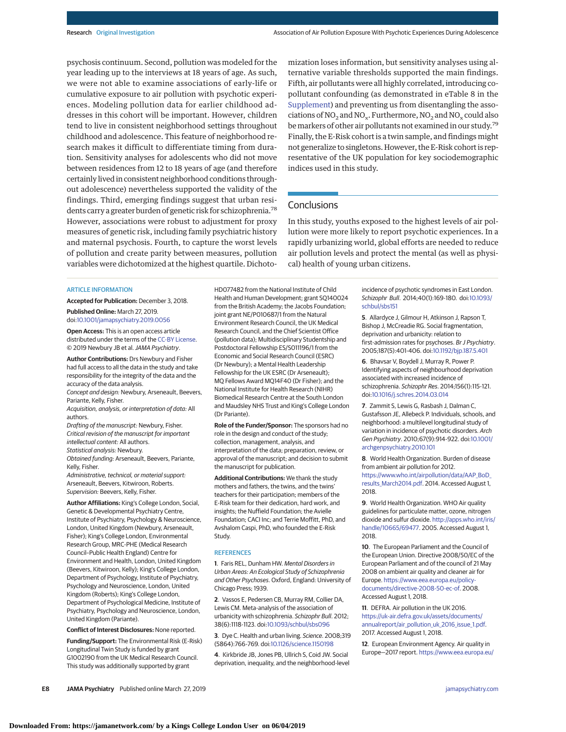psychosis continuum. Second, pollution was modeled for the year leading up to the interviews at 18 years of age. As such, we were not able to examine associations of early-life or cumulative exposure to air pollution with psychotic experiences. Modeling pollution data for earlier childhood addresses in this cohort will be important. However, children tend to live in consistent neighborhood settings throughout childhood and adolescence. This feature of neighborhood research makes it difficult to differentiate timing from duration. Sensitivity analyses for adolescents who did not move between residences from 12 to 18 years of age (and therefore certainly lived in consistent neighborhood conditions throughout adolescence) nevertheless supported the validity of the findings. Third, emerging findings suggest that urban residents carry a greater burden of genetic risk for schizophrenia.[78] However, associations were robust to adjustment for proxy measures of genetic risk, including family psychiatric history and maternal psychosis. Fourth, to capture the worst levels of pollution and create parity between measures, pollution variables were dichotomized at the highest quartile. Dichotomization loses information, but sensitivity analyses using alternative variable thresholds supported the main findings. Fifth, air pollutants were all highly correlated, introducing copollutant confounding (as demonstrated in eTable 8 in the Supplement) and preventing us from disentangling the associations of $NO_2$ and $NO_x$. Furthermore, $NO_2$ and $NO_x$ could also be markers of other air pollutants not examined in our study.[79] Finally, the E-Risk cohort is a twin sample, and findings might not generalize to singletons. However, the E-Risk cohort is representative of the UK population for key sociodemographic indices used in this study.

## Conclusions

In this study, youths exposed to the highest levels of air pollution were more likely to report psychotic experiences. In a rapidly urbanizing world, global efforts are needed to reduce air pollution levels and protect the mental (as well as physical) health of young urban citizens.

### ARTICLE INFORMATION

**Accepted for Publication:** December 3, 2018.

**Published Online:** March 27, 2019. doi:10.1001/jamapsychiatry.2019.0056

**Open Access:** This is an open access article distributed under the terms of the CC-BY License. © 2019 Newbury JB et al. *JAMA Psychiatry*.

**Author Contributions:** Drs Newbury and Fisher had full access to all the data in the study and take responsibility for the integrity of the data and the accuracy of the data analysis.
*Concept and design:* Newbury, Arseneault, Beevers, Pariante, Kelly, Fisher.
*Acquisition, analysis, or interpretation of data:* All authors.
*Drafting of the manuscript:* Newbury, Fisher.
*Critical revision of the manuscript for important intellectual content:* All authors.
*Statistical analysis:* Newbury.
*Obtained funding:* Arseneault, Beevers, Pariante, Kelly, Fisher.
*Administrative, technical, or material support:* Arseneault, Beevers, Kitwiroon, Roberts.
*Supervision:* Beevers, Kelly, Fisher.

**Author Affiliations:** King's College London, Social, Genetic & Developmental Psychiatry Centre, Institute of Psychiatry, Psychology & Neuroscience, London, United Kingdom (Newbury, Arseneault, Fisher); King's College London, Environmental Research Group, MRC-PHE (Medical Research Council–Public Health England) Centre for Environment and Health, London, United Kingdom (Beevers, Kitwiroon, Kelly); King's College London, Department of Psychology, Institute of Psychiatry, Psychology and Neuroscience, London, United Kingdom (Roberts); King's College London, Department of Psychological Medicine, Institute of Psychiatry, Psychology and Neuroscience, London, United Kingdom (Pariante).

**Conflict of Interest Disclosures:** None reported.

**Funding/Support:** The Environmental Risk (E-Risk) Longitudinal Twin Study is funded by grant G1002190 from the UK Medical Research Council. This study was additionally supported by grant HD077482 from the National Institute of Child Health and Human Development; grant SQ140024 from the British Academy; the Jacobs Foundation; joint grant NE/P010687/1 from the Natural Environment Research Council, the UK Medical Research Council, and the Chief Scientist Office (pollution data); Multidisciplinary Studentship and Postdoctoral Fellowship ES/S011196/1 from the Economic and Social Research Council (ESRC) (Dr Newbury); a Mental Health Leadership Fellowship for the UK ESRC (Dr Arseneault); MQ Fellows Award MQ14F40 (Dr Fisher); and the National Institute for Health Research (NIHR) Biomedical Research Centre at the South London and Maudsley NHS Trust and King's College London (Dr Pariante).

**Role of the Funder/Sponsor:** The sponsors had no role in the design and conduct of the study; collection, management, analysis, and interpretation of the data; preparation, review, or approval of the manuscript; and decision to submit the manuscript for publication.

**Additional Contributions:** We thank the study mothers and fathers, the twins, and the twins' teachers for their participation; members of the E-Risk team for their dedication, hard work, and insights; the Nuffield Foundation; the Avielle Foundation; CACI Inc; and Terrie Moffitt, PhD, and Avshalom Caspi, PhD, who founded the E-Risk Study.

### REFERENCES

1. Faris REL, Dunham HW. *Mental Disorders in Urban Areas: An Ecological Study of Schizophrenia and Other Psychoses*. Oxford, England: University of Chicago Press; 1939.

2. Vassos E, Pedersen CB, Murray RM, Collier DA, Lewis CM. Meta-analysis of the association of urbanicity with schizophrenia. *Schizophr Bull*. 2012; 38(6):1118-1123. doi:10.1093/schbul/sbs096

3. Dye C. Health and urban living. *Science*. 2008;319 (5864):766-769. doi:10.1126/science.1150198

4. Kirkbride JB, Jones PB, Ullrich S, Coid JW. Social deprivation, inequality, and the neighborhood-level incidence of psychotic syndromes in East London. *Schizophr Bull*. 2014;40(1):169-180. doi:10.1093/schbul/sbs151

5. Allardyce J, Gilmour H, Atkinson J, Rapson T, Bishop J, McCreadie RG. Social fragmentation, deprivation and urbanicity: relation to first-admission rates for psychoses. *Br J Psychiatry*. 2005;187(5):401-406. doi:10.1192/bjp.187.5.401

6. Bhavsar V, Boydell J, Murray R, Power P. Identifying aspects of neighbourhood deprivation associated with increased incidence of schizophrenia. *Schizophr Res*. 2014;156(1):115-121. doi:10.1016/j.schres.2014.03.014

7. Zammit S, Lewis G, Rasbash J, Dalman C, Gustafsson JE, Allebeck P. Individuals, schools, and neighborhood: a multilevel longitudinal study of variation in incidence of psychotic disorders. *Arch Gen Psychiatry*. 2010;67(9):914-922. doi:10.1001/archgenpsychiatry.2010.101

8. World Health Organization. Burden of disease from ambient air pollution for 2012. https://www.who.int/airpollution/data/AAP_BoD_results_March2014.pdf. 2014. Accessed August 1, 2018.

9. World Health Organization. WHO Air quality guidelines for particulate matter, ozone, nitrogen dioxide and sulfur dioxide. http://apps.who.int/iris/handle/10665/69477. 2005. Accessed August 1, 2018.

10. The European Parliament and the Council of the European Union. Directive 2008/50/EC of the European Parliament and of the council of 21 May 2008 on ambient air quality and cleaner air for Europe. https://www.eea.europa.eu/policy-documents/directive-2008-50-ec-of. 2008. Accessed August 1, 2018.

11. DEFRA. Air pollution in the UK 2016. https://uk-air.defra.gov.uk/assets/documents/annualreport/air_pollution_uk_2016_issue_1.pdf. 2017. Accessed August 1, 2018.

12. European Environment Agency. Air quality in Europe—2017 report. https://www.eea.europa.eu/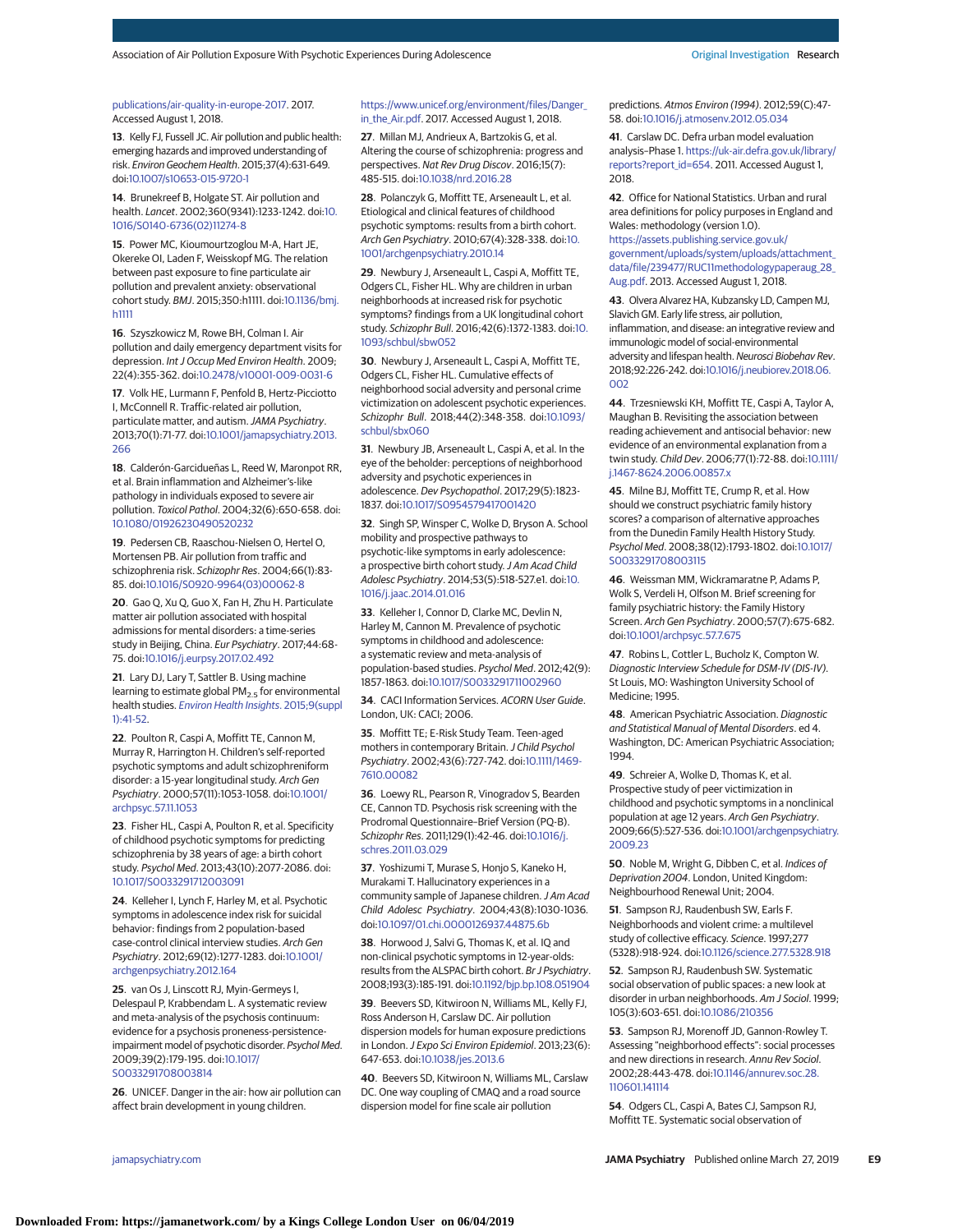publications/air-quality-in-europe-2017. 2017. Accessed August 1, 2018.

13. Kelly FJ, Fussell JC. Air pollution and public health: emerging hazards and improved understanding of risk. *Environ Geochem Health*. 2015;37(4):631-649. doi:10.1007/s10653-015-9720-1

14. Brunekreef B, Holgate ST. Air pollution and health. *Lancet*. 2002;360(9341):1233-1242. doi:10.1016/S0140-6736(02)11274-8

15. Power MC, Kioumourtzoglou M-A, Hart JE, Okereke OI, Laden F, Weisskopf MG. The relation between past exposure to fine particulate air pollution and prevalent anxiety: observational cohort study. *BMJ*. 2015;350:h1111. doi:10.1136/bmj.h1111

16. Szyszkowicz M, Rowe BH, Colman I. Air pollution and daily emergency department visits for depression. *Int J Occup Med Environ Health*. 2009;22(4):355-362. doi:10.2478/v10001-009-0031-6

17. Volk HE, Lurmann F, Penfold B, Hertz-Picciotto I, McConnell R. Traffic-related air pollution, particulate matter, and autism. *JAMA Psychiatry*. 2013;70(1):71-77. doi:10.1001/jamapsychiatry.2013.266

18. Calderón-Garcidueñas L, Reed W, Maronpot RR, et al. Brain inflammation and Alzheimer's-like pathology in individuals exposed to severe air pollution. *Toxicol Pathol*. 2004;32(6):650-658. doi:10.1080/01926230490520232

19. Pedersen CB, Raaschou-Nielsen O, Hertel O, Mortensen PB. Air pollution from traffic and schizophrenia risk. *Schizophr Res*. 2004;66(1):83-85. doi:10.1016/S0920-9964(03)00062-8

20. Gao Q, Xu Q, Guo X, Fan H, Zhu H. Particulate matter air pollution associated with hospital admissions for mental disorders: a time-series study in Beijing, China. *Eur Psychiatry*. 2017;44:68-75. doi:10.1016/j.eurpsy.2017.02.492

21. Lary DJ, Lary T, Sattler B. Using machine learning to estimate global $PM_{2.5}$ for environmental health studies. *Environ Health Insights*. 2015;9(suppl 1):41-52.

22. Poulton R, Caspi A, Moffitt TE, Cannon M, Murray R, Harrington H. Children's self-reported psychotic symptoms and adult schizophreniform disorder: a 15-year longitudinal study. *Arch Gen Psychiatry*. 2000;57(11):1053-1058. doi:10.1001/archpsyc.57.11.1053

23. Fisher HL, Caspi A, Poulton R, et al. Specificity of childhood psychotic symptoms for predicting schizophrenia by 38 years of age: a birth cohort study. *Psychol Med*. 2013;43(10):2077-2086. doi:10.1017/S0033291712003091

24. Kelleher I, Lynch F, Harley M, et al. Psychotic symptoms in adolescence index risk for suicidal behavior: findings from 2 population-based case-control clinical interview studies. *Arch Gen Psychiatry*. 2012;69(12):1277-1283. doi:10.1001/archgenpsychiatry.2012.164

25. van Os J, Linscott RJ, Myin-Germeys I, Delespaul P, Krabbendam L. A systematic review and meta-analysis of the psychosis continuum: evidence for a psychosis proneness-persistence-impairment model of psychotic disorder. *Psychol Med*. 2009;39(2):179-195. doi:10.1017/S0033291708003814

26. UNICEF. Danger in the air: how air pollution can affect brain development in young children. https://www.unicef.org/environment/files/Danger_in_the_Air.pdf. 2017. Accessed August 1, 2018.

27. Millan MJ, Andrieux A, Bartzokis G, et al. Altering the course of schizophrenia: progress and perspectives. *Nat Rev Drug Discov*. 2016;15(7):485-515. doi:10.1038/nrd.2016.28

28. Polanczyk G, Moffitt TE, Arseneault L, et al. Etiological and clinical features of childhood psychotic symptoms: results from a birth cohort. *Arch Gen Psychiatry*. 2010;67(4):328-338. doi:10.1001/archgenpsychiatry.2010.14

29. Newbury J, Arseneault L, Caspi A, Moffitt TE, Odgers CL, Fisher HL. Why are children in urban neighborhoods at increased risk for psychotic symptoms? findings from a UK longitudinal cohort study. *Schizophr Bull*. 2016;42(6):1372-1383. doi:10.1093/schbul/sbw052

30. Newbury J, Arseneault L, Caspi A, Moffitt TE, Odgers CL, Fisher HL. Cumulative effects of neighborhood social adversity and personal crime victimization on adolescent psychotic experiences. *Schizophr Bull*. 2018;44(2):348-358. doi:10.1093/schbul/sbx060

31. Newbury JB, Arseneault L, Caspi A, et al. In the eye of the beholder: perceptions of neighborhood adversity and psychotic experiences in adolescence. *Dev Psychopathol*. 2017;29(5):1823-1837. doi:10.1017/S0954579417001420

32. Singh SP, Winsper C, Wolke D, Bryson A. School mobility and prospective pathways to psychotic-like symptoms in early adolescence: a prospective birth cohort study. *J Am Acad Child Adolesc Psychiatry*. 2014;53(5):518-527.e1. doi:10.1016/j.jaac.2014.01.016

33. Kelleher I, Connor D, Clarke MC, Devlin N, Harley M, Cannon M. Prevalence of psychotic symptoms in childhood and adolescence: a systematic review and meta-analysis of population-based studies. *Psychol Med*. 2012;42(9):1857-1863. doi:10.1017/S0033291711002960

34. CACI Information Services. *ACORN User Guide*. London, UK: CACI; 2006.

35. Moffitt TE; E-Risk Study Team. Teen-aged mothers in contemporary Britain. *J Child Psychol Psychiatry*. 2002;43(6):727-742. doi:10.1111/1469-7610.00082

36. Loewy RL, Pearson R, Vinogradov S, Bearden CE, Cannon TD. Psychosis risk screening with the Prodromal Questionnaire–Brief Version (PQ-B). *Schizophr Res*. 2011;129(1):42-46. doi:10.1016/j.schres.2011.03.029

37. Yoshizumi T, Murase S, Honjo S, Kaneko H, Murakami T. Hallucinatory experiences in a community sample of Japanese children. *J Am Acad Child Adolesc Psychiatry*. 2004;43(8):1030-1036. doi:10.1097/01.chi.0000126937.44875.6b

38. Horwood J, Salvi G, Thomas K, et al. IQ and non-clinical psychotic symptoms in 12-year-olds: results from the ALSPAC birth cohort. *Br J Psychiatry*. 2008;193(3):185-191. doi:10.1192/bjp.bp.108.051904

39. Beevers SD, Kitwiroon N, Williams ML, Kelly FJ, Ross Anderson H, Carslaw DC. Air pollution dispersion models for human exposure predictions in London. *J Expo Sci Environ Epidemiol*. 2013;23(6):647-653. doi:10.1038/jes.2013.6

40. Beevers SD, Kitwiroon N, Williams ML, Carslaw DC. One way coupling of CMAQ and a road source dispersion model for fine scale air pollution predictions. *Atmos Environ (1994)*. 2012;59(C):47-58. doi:10.1016/j.atmosenv.2012.05.034

41. Carslaw DC. Defra urban model evaluation analysis–Phase 1. https://uk-air.defra.gov.uk/library/reports?report_id=654. 2011. Accessed August 1, 2018.

42. Office for National Statistics. Urban and rural area definitions for policy purposes in England and Wales: methodology (version 1.0). https://assets.publishing.service.gov.uk/government/uploads/system/uploads/attachment_data/file/239477/RUC11methodologypaperaug_28_Aug.pdf. 2013. Accessed August 1, 2018.

43. Olvera Alvarez HA, Kubzansky LD, Campen MJ, Slavich GM. Early life stress, air pollution, inflammation, and disease: an integrative review and immunologic model of social-environmental adversity and lifespan health. *Neurosci Biobehav Rev*. 2018;92:226-242. doi:10.1016/j.neubiorev.2018.06.002

44. Trzesniewski KH, Moffitt TE, Caspi A, Taylor A, Maughan B. Revisiting the association between reading achievement and antisocial behavior: new evidence of an environmental explanation from a twin study. *Child Dev*. 2006;77(1):72-88. doi:10.1111/j.1467-8624.2006.00857.x

45. Milne BJ, Moffitt TE, Caspi A, Crump R, et al. How should we construct psychiatric family history scores? a comparison of alternative approaches from the Dunedin Family Health History Study. *Psychol Med*. 2008;38(12):1793-1802. doi:10.1017/S0033291708003115

46. Weissman MM, Wickramaratne P, Adams P, Wolk S, Verdeli H, Olfson M. Brief screening for family psychiatric history: the Family History Screen. *Arch Gen Psychiatry*. 2000;57(7):675-682. doi:10.1001/archpsyc.57.7.675

47. Robins L, Cottler L, Bucholz K, Compton W. *Diagnostic Interview Schedule for DSM-IV (DIS-IV)*. St Louis, MO: Washington University School of Medicine; 1995.

48. American Psychiatric Association. *Diagnostic and Statistical Manual of Mental Disorders*. ed 4. Washington, DC: American Psychiatric Association; 1994.

49. Schreier A, Wolke D, Thomas K, et al. Prospective study of peer victimization in childhood and psychotic symptoms in a nonclinical population at age 12 years. *Arch Gen Psychiatry*. 2009;66(5):527-536. doi:10.1001/archgenpsychiatry.2009.23

50. Noble M, Wright G, Dibben C, et al. *Indices of Deprivation 2004*. London, United Kingdom: Neighbourhood Renewal Unit; 2004.

51. Sampson RJ, Raudenbush SW, Earls F. Neighborhoods and violent crime: a multilevel study of collective efficacy. *Science*. 1997;277(5328):918-924. doi:10.1126/science.277.5328.918

52. Sampson RJ, Raudenbush SW. Systematic social observation of public spaces: a new look at disorder in urban neighborhoods. *Am J Sociol*. 1999;105(3):603-651. doi:10.1086/210356

53. Sampson RJ, Morenoff JD, Gannon-Rowley T. Assessing "neighborhood effects": social processes and new directions in research. *Annu Rev Sociol*. 2002;28:443-478. doi:10.1146/annurev.soc.28.110601.141114

54. Odgers CL, Caspi A, Bates CJ, Sampson RJ, Moffitt TE. Systematic social observation of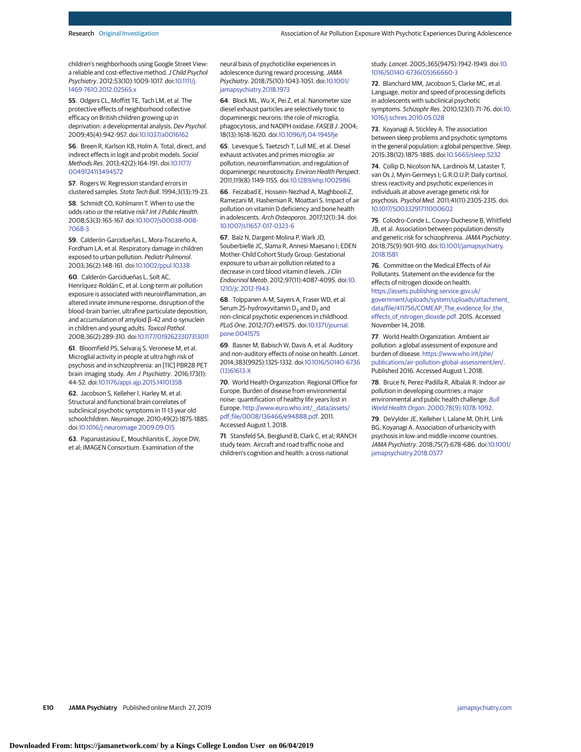children's neighborhoods using Google Street View: a reliable and cost-effective method. *J Child Psychol Psychiatry*. 2012;53(10):1009-1017. doi:10.1111/j.1469-7610.2012.02565.x

**55**. Odgers CL, Moffitt TE, Tach LM, et al. The protective effects of neighborhood collective efficacy on British children growing up in deprivation: a developmental analysis. *Dev Psychol*. 2009;45(4):942-957. doi:10.1037/a0016162

**56**. Breen R, Karlson KB, Holm A. Total, direct, and indirect effects in logit and probit models. *Sociol Methods Res*. 2013;42(2):164-191. doi:10.1177/0049124113494572

**57**. Rogers W. Regression standard errors in clustered samples. *Stata Tech Bull*. 1994;3(13):19-23.

**58**. Schmidt CO, Kohlmann T. When to use the odds ratio or the relative risk? *Int J Public Health*. 2008;53(3):165-167. doi:10.1007/s00038-008-7068-3

**59**. Calderón-Garcidueñas L, Mora-Tiscareño A, Fordham LA, et al. Respiratory damage in children exposed to urban pollution. *Pediatr Pulmonol*. 2003;36(2):148-161. doi:10.1002/ppul.10338

**60**. Calderón-Garcidueñas L, Solt AC, Henríquez-Roldán C, et al. Long-term air pollution exposure is associated with neuroinflammation, an altered innate immune response, disruption of the blood-brain barrier, ultrafine particulate deposition, and accumulation of amyloid β-42 and α-synuclein in children and young adults. *Toxicol Pathol*. 2008;36(2):289-310. doi:10.1177/0192623307313011

**61**. Bloomfield PS, Selvaraj S, Veronese M, et al. Microglial activity in people at ultra high risk of psychosis and in schizophrenia: an [11C] PBR28 PET brain imaging study. *Am J Psychiatry*. 2016;173(1):44-52. doi:10.1176/appi.ajp.2015.14101358

**62**. Jacobson S, Kelleher I, Harley M, et al. Structural and functional brain correlates of subclinical psychotic symptoms in 11-13 year old schoolchildren. *Neuroimage*. 2010;49(2):1875-1885. doi:10.1016/j.neuroimage.2009.09.015

**63**. Papanastasiou E, Mouchlianitis E, Joyce DW, et al; IMAGEN Consortium. Examination of the neural basis of psychoticlike experiences in adolescence during reward processing. *JAMA Psychiatry*. 2018;75(10):1043-1051. doi:10.1001/jamapsychiatry.2018.1973

**64**. Block ML, Wu X, Pei Z, et al. Nanometer size diesel exhaust particles are selectively toxic to dopaminergic neurons: the role of microglia, phagocytosis, and NADPH oxidase. *FASEB J*. 2004;18(13):1618-1620. doi:10.1096/fj.04-1945fje

**65**. Levesque S, Taetzsch T, Lull ME, et al. Diesel exhaust activates and primes microglia: air pollution, neuroinflammation, and regulation of dopaminergic neurotoxicity. *Environ Health Perspect*. 2011;119(8):1149-1155. doi:10.1289/ehp.1002986

**66**. Feizabad E, Hossein-Nezhad A, Maghbooli Z, Ramezani M, Hashemian R, Moattari S. Impact of air pollution on vitamin D deficiency and bone health in adolescents. *Arch Osteoporos*. 2017;12(1):34. doi:10.1007/s11657-017-0323-6

**67**. Baïz N, Dargent-Molina P, Wark JD, Souberbielle JC, Slama R, Annesi-Maesano I; EDEN Mother-Child Cohort Study Group. Gestational exposure to urban air pollution related to a decrease in cord blood vitamin d levels. *J Clin Endocrinol Metab*. 2012;97(11):4087-4095. doi:10.1210/jc.2012-1943

**68**. Tolppanen A-M, Sayers A, Fraser WD, et al. Serum 25-hydroxyvitamin $D_3$ and $D_2$ and non-clinical psychotic experiences in childhood. *PLoS One*. 2012;7(7):e41575. doi:10.1371/journal.pone.0041575

**69**. Basner M, Babisch W, Davis A, et al. Auditory and non-auditory effects of noise on health. *Lancet*. 2014;383(9925):1325-1332. doi:10.1016/S0140-6736(13)61613-X

**70**. World Health Organization. Regional Office for Europe. Burden of disease from environmental noise: quantification of healthy life years lost in Europe. http://www.euro.who.int/__data/assets/pdf_file/0008/136466/e94888.pdf. 2011. Accessed August 1, 2018.

**71**. Stansfeld SA, Berglund B, Clark C, et al; RANCH study team. Aircraft and road traffic noise and children's cognition and health: a cross-national study. *Lancet*. 2005;365(9475):1942-1949. doi:10.1016/S0140-6736(05)66660-3

**72**. Blanchard MM, Jacobson S, Clarke MC, et al. Language, motor and speed of processing deficits in adolescents with subclinical psychotic symptoms. *Schizophr Res*. 2010;123(1):71-76. doi:10.1016/j.schres.2010.05.028

**73**. Koyanagi A, Stickley A. The association between sleep problems and psychotic symptoms in the general population: a global perspective. *Sleep*. 2015;38(12):1875-1885. doi:10.5665/sleep.5232

**74**. Collip D, Nicolson NA, Lardinois M, Lataster T, van Os J, Myin-Germeys I; G.R.O.U.P. Daily cortisol, stress reactivity and psychotic experiences in individuals at above average genetic risk for psychosis. *Psychol Med*. 2011;41(11):2305-2315. doi:10.1017/S0033291711000602

**75**. Colodro-Conde L, Couvy-Duchesne B, Whitfield JB, et al. Association between population density and genetic risk for schizophrenia. *JAMA Psychiatry*. 2018;75(9):901-910. doi:10.1001/jamapsychiatry.2018.1581

**76**. Committee on the Medical Effects of Air Pollutants. Statement on the evidence for the effects of nitrogen dioxide on health. https://assets.publishing.service.gov.uk/government/uploads/system/uploads/attachment_data/file/411756/COMEAP_The_evidence_for_the_effects_of_nitrogen_dioxide.pdf. 2015. Accessed November 14, 2018.

**77**. World Health Organization. Ambient air pollution: a global assessment of exposure and burden of disease. https://www.who.int/phe/publications/air-pollution-global-assessment/en/. Published 2016. Accessed August 1, 2018.

**78**. Bruce N, Perez-Padilla R, Albalak R. Indoor air pollution in developing countries: a major environmental and public health challenge. *Bull World Health Organ*. 2000;78(9):1078-1092.

**79**. DeVylder JE, Kelleher I, Lalane M, Oh H, Link BG, Koyanagi A. Association of urbanicity with psychosis in low- and middle-income countries. *JAMA Psychiatry*. 2018;75(7):678-686. doi:10.1001/jamapsychiatry.2018.0577